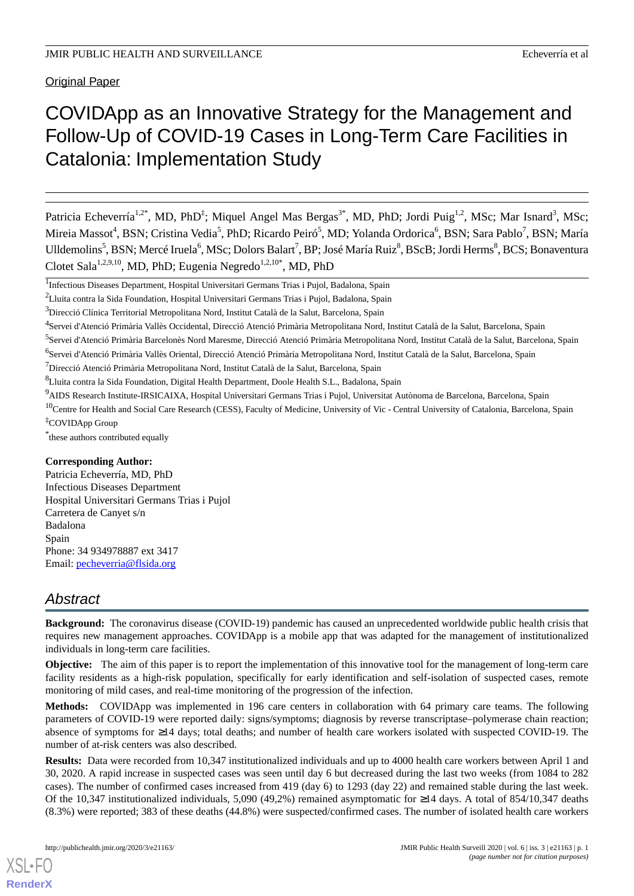Original Paper

# COVIDApp as an Innovative Strategy for the Management and Follow-Up of COVID-19 Cases in Long-Term Care Facilities in Catalonia: Implementation Study

Patricia Echeverría[1,2*], MD, PhD[‡]; Miquel Angel Mas Bergas[3*], MD, PhD; Jordi Puig[1,2], MSc; Mar Isnard[3], MSc; Mireia Massot[4], BSN; Cristina Vedia[5], PhD; Ricardo Peiró[5], MD; Yolanda Ordorica[6], BSN; Sara Pablo[7], BSN; María Ulldemolins[5], BSN; Mercé Iruela[6], MSc; Dolors Balart[7], BP; José María Ruiz[8], BScB; Jordi Herms[8], BCS; Bonaventura Clotet Sala[1,2,9,10], MD, PhD; Eugenia Negredo[1,2,10*], MD, PhD

[1]Infectious Diseases Department, Hospital Universitari Germans Trias i Pujol, Badalona, Spain

[2]Lluita contra la Sida Foundation, Hospital Universitari Germans Trias i Pujol, Badalona, Spain

[3]Direcció Clínica Territorial Metropolitana Nord, Institut Català de la Salut, Barcelona, Spain

[4]Servei d'Atenció Primària Vallès Occidental, Direcció Atenció Primària Metropolitana Nord, Institut Català de la Salut, Barcelona, Spain

[5]Servei d'Atenció Primària Barcelonès Nord Maresme, Direcció Atenció Primària Metropolitana Nord, Institut Català de la Salut, Barcelona, Spain

[6]Servei d'Atenció Primària Vallès Oriental, Direcció Atenció Primària Metropolitana Nord, Institut Català de la Salut, Barcelona, Spain

[7]Direcció Atenció Primària Metropolitana Nord, Institut Català de la Salut, Barcelona, Spain

[8]Lluita contra la Sida Foundation, Digital Health Department, Doole Health S.L., Badalona, Spain

[9]AIDS Research Institute-IRSICAIXA, Hospital Universitari Germans Trias i Pujol, Universitat Autònoma de Barcelona, Barcelona, Spain

[10]Centre for Health and Social Care Research (CESS), Faculty of Medicine, University of Vic - Central University of Catalonia, Barcelona, Spain

[‡]COVIDApp Group

[*]these authors contributed equally

**Corresponding Author:**
Patricia Echeverría, MD, PhD
Infectious Diseases Department
Hospital Universitari Germans Trias i Pujol
Carretera de Canyet s/n
Badalona
Spain
Phone: 34 934978887 ext 3417
Email: pecheverria@flsida.org

## Abstract

**Background:** The coronavirus disease (COVID-19) pandemic has caused an unprecedented worldwide public health crisis that requires new management approaches. COVIDApp is a mobile app that was adapted for the management of institutionalized individuals in long-term care facilities.

**Objective:** The aim of this paper is to report the implementation of this innovative tool for the management of long-term care facility residents as a high-risk population, specifically for early identification and self-isolation of suspected cases, remote monitoring of mild cases, and real-time monitoring of the progression of the infection.

**Methods:** COVIDApp was implemented in 196 care centers in collaboration with 64 primary care teams. The following parameters of COVID-19 were reported daily: signs/symptoms; diagnosis by reverse transcriptase–polymerase chain reaction; absence of symptoms for ≥14 days; total deaths; and number of health care workers isolated with suspected COVID-19. The number of at-risk centers was also described.

**Results:** Data were recorded from 10,347 institutionalized individuals and up to 4000 health care workers between April 1 and 30, 2020. A rapid increase in suspected cases was seen until day 6 but decreased during the last two weeks (from 1084 to 282 cases). The number of confirmed cases increased from 419 (day 6) to 1293 (day 22) and remained stable during the last week. Of the 10,347 institutionalized individuals, 5,090 (49,2%) remained asymptomatic for ≥14 days. A total of 854/10,347 deaths (8.3%) were reported; 383 of these deaths (44.8%) were suspected/confirmed cases. The number of isolated health care workers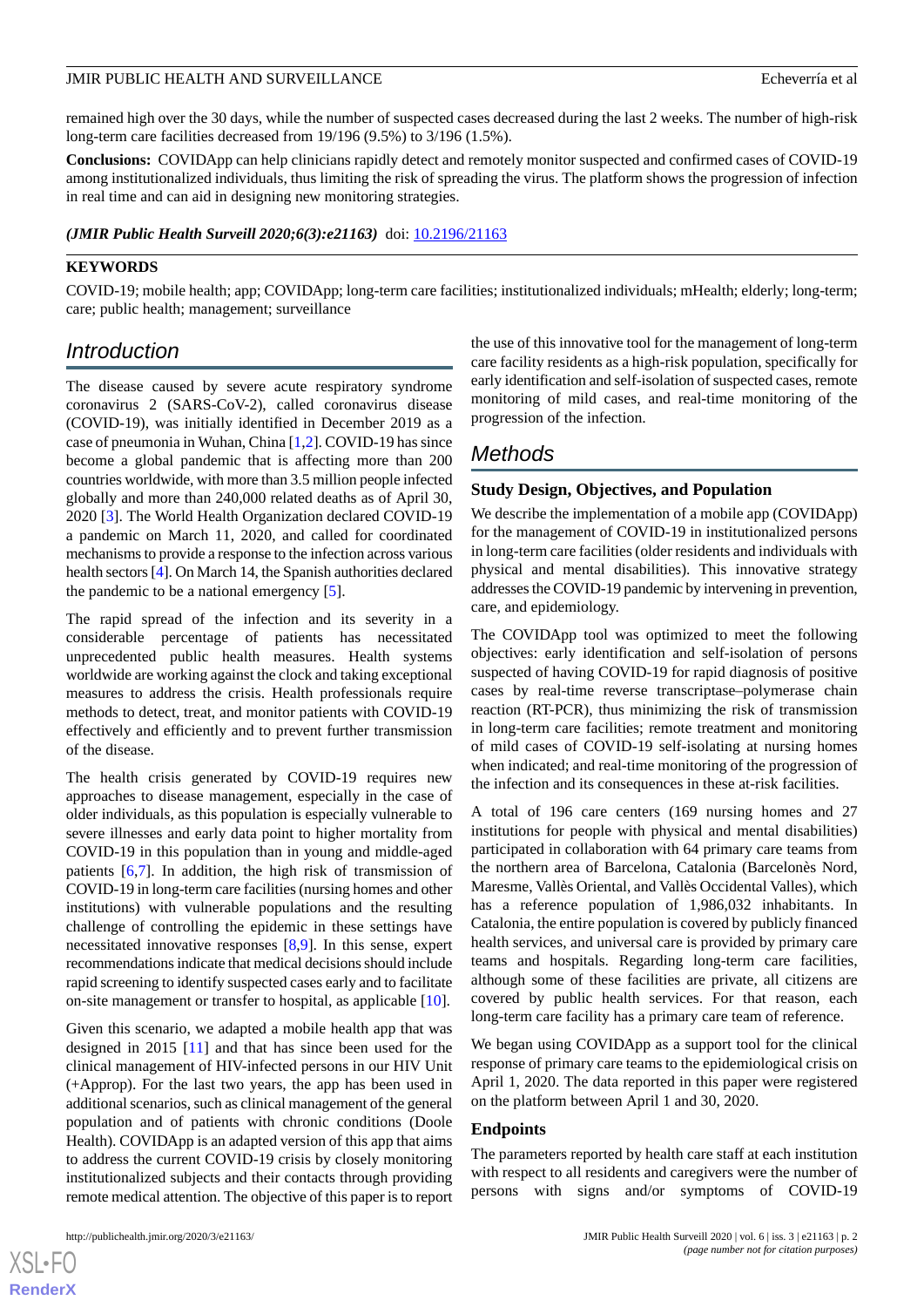remained high over the 30 days, while the number of suspected cases decreased during the last 2 weeks. The number of high-risk long-term care facilities decreased from 19/196 (9.5%) to 3/196 (1.5%).

**Conclusions:** COVIDApp can help clinicians rapidly detect and remotely monitor suspected and confirmed cases of COVID-19 among institutionalized individuals, thus limiting the risk of spreading the virus. The platform shows the progression of infection in real time and can aid in designing new monitoring strategies.

***(JMIR Public Health Surveill 2020;6(3):e21163)*** doi: 10.2196/21163

**KEYWORDS**

COVID-19; mobile health; app; COVIDApp; long-term care facilities; institutionalized individuals; mHealth; elderly; long-term; care; public health; management; surveillance

## Introduction

The disease caused by severe acute respiratory syndrome coronavirus 2 (SARS-CoV-2), called coronavirus disease (COVID-19), was initially identified in December 2019 as a case of pneumonia in Wuhan, China [1,2]. COVID-19 has since become a global pandemic that is affecting more than 200 countries worldwide, with more than 3.5 million people infected globally and more than 240,000 related deaths as of April 30, 2020 [3]. The World Health Organization declared COVID-19 a pandemic on March 11, 2020, and called for coordinated mechanisms to provide a response to the infection across various health sectors [4]. On March 14, the Spanish authorities declared the pandemic to be a national emergency [5].

The rapid spread of the infection and its severity in a considerable percentage of patients has necessitated unprecedented public health measures. Health systems worldwide are working against the clock and taking exceptional measures to address the crisis. Health professionals require methods to detect, treat, and monitor patients with COVID-19 effectively and efficiently and to prevent further transmission of the disease.

The health crisis generated by COVID-19 requires new approaches to disease management, especially in the case of older individuals, as this population is especially vulnerable to severe illnesses and early data point to higher mortality from COVID-19 in this population than in young and middle-aged patients [6,7]. In addition, the high risk of transmission of COVID-19 in long-term care facilities (nursing homes and other institutions) with vulnerable populations and the resulting challenge of controlling the epidemic in these settings have necessitated innovative responses [8,9]. In this sense, expert recommendations indicate that medical decisions should include rapid screening to identify suspected cases early and to facilitate on-site management or transfer to hospital, as applicable [10].

Given this scenario, we adapted a mobile health app that was designed in 2015 [11] and that has since been used for the clinical management of HIV-infected persons in our HIV Unit (+Approp). For the last two years, the app has been used in additional scenarios, such as clinical management of the general population and of patients with chronic conditions (Doole Health). COVIDApp is an adapted version of this app that aims to address the current COVID-19 crisis by closely monitoring institutionalized subjects and their contacts through providing remote medical attention. The objective of this paper is to report the use of this innovative tool for the management of long-term care facility residents as a high-risk population, specifically for early identification and self-isolation of suspected cases, remote monitoring of mild cases, and real-time monitoring of the progression of the infection.

## Methods

### Study Design, Objectives, and Population

We describe the implementation of a mobile app (COVIDApp) for the management of COVID-19 in institutionalized persons in long-term care facilities (older residents and individuals with physical and mental disabilities). This innovative strategy addresses the COVID-19 pandemic by intervening in prevention, care, and epidemiology.

The COVIDApp tool was optimized to meet the following objectives: early identification and self-isolation of persons suspected of having COVID-19 for rapid diagnosis of positive cases by real-time reverse transcriptase–polymerase chain reaction (RT-PCR), thus minimizing the risk of transmission in long-term care facilities; remote treatment and monitoring of mild cases of COVID-19 self-isolating at nursing homes when indicated; and real-time monitoring of the progression of the infection and its consequences in these at-risk facilities.

A total of 196 care centers (169 nursing homes and 27 institutions for people with physical and mental disabilities) participated in collaboration with 64 primary care teams from the northern area of Barcelona, Catalonia (Barcelonès Nord, Maresme, Vallès Oriental, and Vallès Occidental Valles), which has a reference population of 1,986,032 inhabitants. In Catalonia, the entire population is covered by publicly financed health services, and universal care is provided by primary care teams and hospitals. Regarding long-term care facilities, although some of these facilities are private, all citizens are covered by public health services. For that reason, each long-term care facility has a primary care team of reference.

We began using COVIDApp as a support tool for the clinical response of primary care teams to the epidemiological crisis on April 1, 2020. The data reported in this paper were registered on the platform between April 1 and 30, 2020.

### Endpoints

The parameters reported by health care staff at each institution with respect to all residents and caregivers were the number of persons with signs and/or symptoms of COVID-19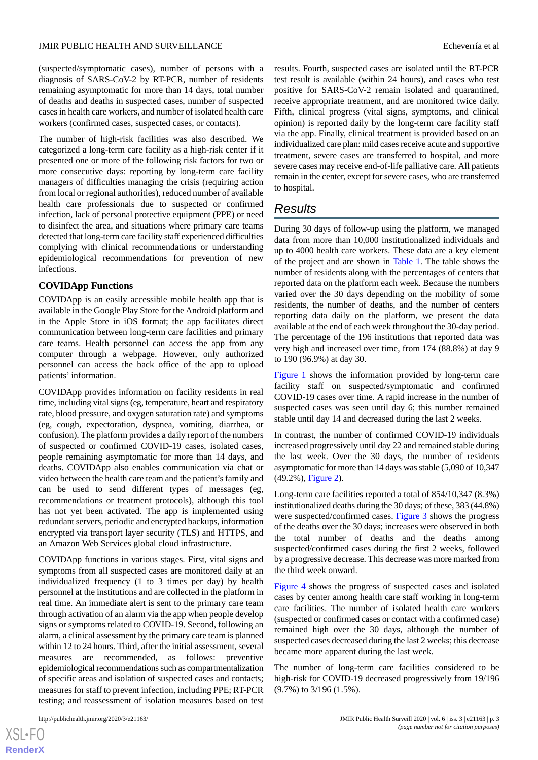(suspected/symptomatic cases), number of persons with a diagnosis of SARS-CoV-2 by RT-PCR, number of residents remaining asymptomatic for more than 14 days, total number of deaths and deaths in suspected cases, number of suspected cases in health care workers, and number of isolated health care workers (confirmed cases, suspected cases, or contacts).

The number of high-risk facilities was also described. We categorized a long-term care facility as a high-risk center if it presented one or more of the following risk factors for two or more consecutive days: reporting by long-term care facility managers of difficulties managing the crisis (requiring action from local or regional authorities), reduced number of available health care professionals due to suspected or confirmed infection, lack of personal protective equipment (PPE) or need to disinfect the area, and situations where primary care teams detected that long-term care facility staff experienced difficulties complying with clinical recommendations or understanding epidemiological recommendations for prevention of new infections.

### COVIDApp Functions

COVIDApp is an easily accessible mobile health app that is available in the Google Play Store for the Android platform and in the Apple Store in iOS format; the app facilitates direct communication between long-term care facilities and primary care teams. Health personnel can access the app from any computer through a webpage. However, only authorized personnel can access the back office of the app to upload patients' information.

COVIDApp provides information on facility residents in real time, including vital signs (eg, temperature, heart and respiratory rate, blood pressure, and oxygen saturation rate) and symptoms (eg, cough, expectoration, dyspnea, vomiting, diarrhea, or confusion). The platform provides a daily report of the numbers of suspected or confirmed COVID-19 cases, isolated cases, people remaining asymptomatic for more than 14 days, and deaths. COVIDApp also enables communication via chat or video between the health care team and the patient's family and can be used to send different types of messages (eg, recommendations or treatment protocols), although this tool has not yet been activated. The app is implemented using redundant servers, periodic and encrypted backups, information encrypted via transport layer security (TLS) and HTTPS, and an Amazon Web Services global cloud infrastructure.

COVIDApp functions in various stages. First, vital signs and symptoms from all suspected cases are monitored daily at an individualized frequency (1 to 3 times per day) by health personnel at the institutions and are collected in the platform in real time. An immediate alert is sent to the primary care team through activation of an alarm via the app when people develop signs or symptoms related to COVID-19. Second, following an alarm, a clinical assessment by the primary care team is planned within 12 to 24 hours. Third, after the initial assessment, several measures are recommended, as follows: preventive epidemiological recommendations such as compartmentalization of specific areas and isolation of suspected cases and contacts; measures for staff to prevent infection, including PPE; RT-PCR testing; and reassessment of isolation measures based on test results. Fourth, suspected cases are isolated until the RT-PCR test result is available (within 24 hours), and cases who test positive for SARS-CoV-2 remain isolated and quarantined, receive appropriate treatment, and are monitored twice daily. Fifth, clinical progress (vital signs, symptoms, and clinical opinion) is reported daily by the long-term care facility staff via the app. Finally, clinical treatment is provided based on an individualized care plan: mild cases receive acute and supportive treatment, severe cases are transferred to hospital, and more severe cases may receive end-of-life palliative care. All patients remain in the center, except for severe cases, who are transferred to hospital.

## Results

During 30 days of follow-up using the platform, we managed data from more than 10,000 institutionalized individuals and up to 4000 health care workers. These data are a key element of the project and are shown in Table 1. The table shows the number of residents along with the percentages of centers that reported data on the platform each week. Because the numbers varied over the 30 days depending on the mobility of some residents, the number of deaths, and the number of centers reporting data daily on the platform, we present the data available at the end of each week throughout the 30-day period. The percentage of the 196 institutions that reported data was very high and increased over time, from 174 (88.8%) at day 9 to 190 (96.9%) at day 30.

Figure 1 shows the information provided by long-term care facility staff on suspected/symptomatic and confirmed COVID-19 cases over time. A rapid increase in the number of suspected cases was seen until day 6; this number remained stable until day 14 and decreased during the last 2 weeks.

In contrast, the number of confirmed COVID-19 individuals increased progressively until day 22 and remained stable during the last week. Over the 30 days, the number of residents asymptomatic for more than 14 days was stable (5,090 of 10,347 (49.2%), Figure 2).

Long-term care facilities reported a total of 854/10,347 (8.3%) institutionalized deaths during the 30 days; of these, 383 (44.8%) were suspected/confirmed cases. Figure 3 shows the progress of the deaths over the 30 days; increases were observed in both the total number of deaths and the deaths among suspected/confirmed cases during the first 2 weeks, followed by a progressive decrease. This decrease was more marked from the third week onward.

Figure 4 shows the progress of suspected cases and isolated cases by center among health care staff working in long-term care facilities. The number of isolated health care workers (suspected or confirmed cases or contact with a confirmed case) remained high over the 30 days, although the number of suspected cases decreased during the last 2 weeks; this decrease became more apparent during the last week.

The number of long-term care facilities considered to be high-risk for COVID-19 decreased progressively from 19/196 (9.7%) to 3/196 (1.5%).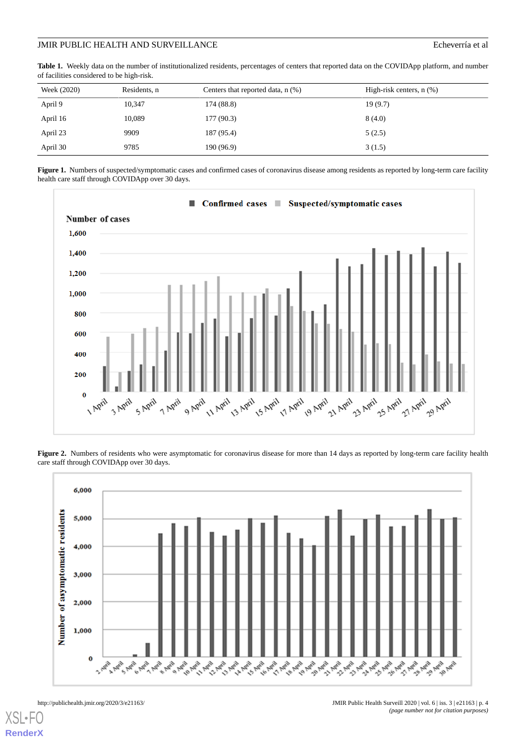**Table 1.** Weekly data on the number of institutionalized residents, percentages of centers that reported data on the COVIDApp platform, and number of facilities considered to be high-risk.

| Week (2020) | Residents, n | Centers that reported data, n (%) | High-risk centers, n (%) |
|---|---|---|---|
| April 9 | 10,347 | 174 (88.8) | 19 (9.7) |
| April 16 | 10,089 | 177 (90.3) | 8 (4.0) |
| April 23 | 9909 | 187 (95.4) | 5 (2.5) |
| April 30 | 9785 | 190 (96.9) | 3 (1.5) |

**Figure 1.** Numbers of suspected/symptomatic cases and confirmed cases of coronavirus disease among residents as reported by long-term care facility health care staff through COVIDApp over 30 days.

**Figure 2.** Numbers of residents who were asymptomatic for coronavirus disease for more than 14 days as reported by long-term care facility health care staff through COVIDApp over 30 days.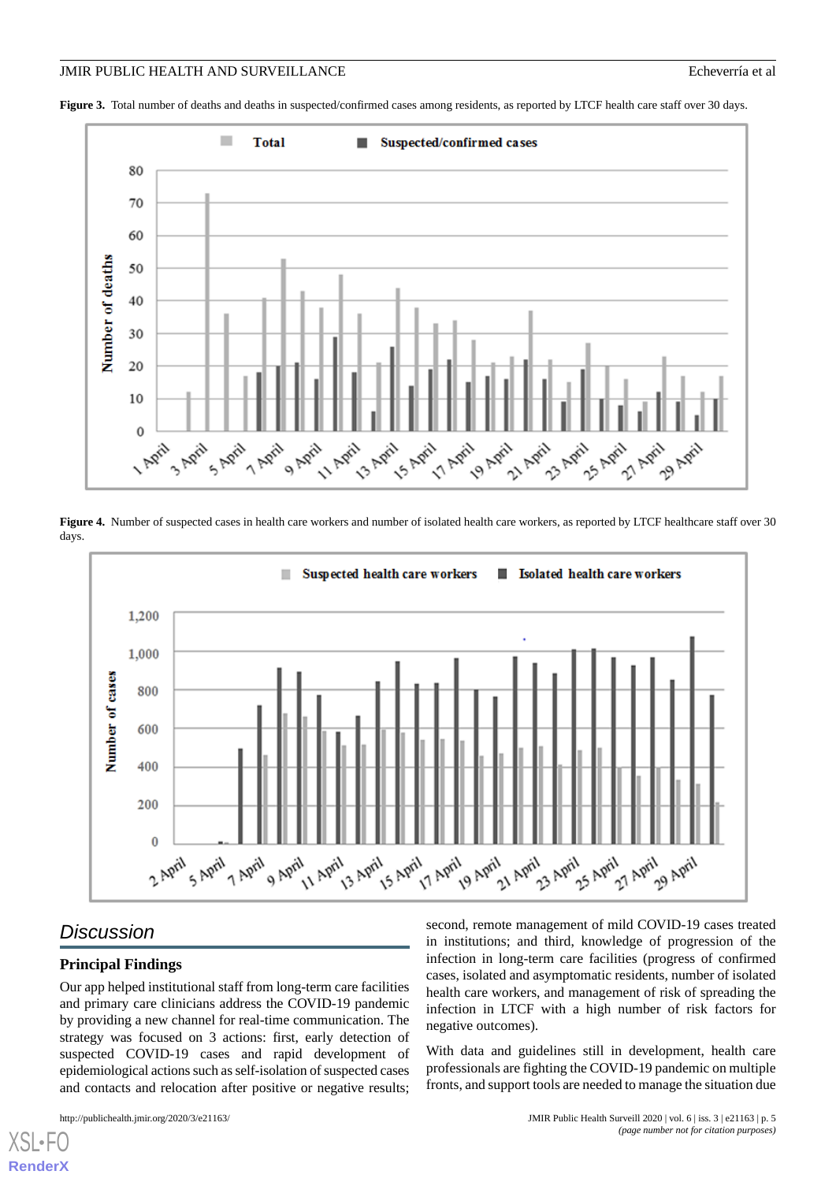**Figure 3.** Total number of deaths and deaths in suspected/confirmed cases among residents, as reported by LTCF health care staff over 30 days.

**Figure 4.** Number of suspected cases in health care workers and number of isolated health care workers, as reported by LTCF healthcare staff over 30 days.

## Discussion

### Principal Findings

Our app helped institutional staff from long-term care facilities and primary care clinicians address the COVID-19 pandemic by providing a new channel for real-time communication. The strategy was focused on 3 actions: first, early detection of suspected COVID-19 cases and rapid development of epidemiological actions such as self-isolation of suspected cases and contacts and relocation after positive or negative results; second, remote management of mild COVID-19 cases treated in institutions; and third, knowledge of progression of the infection in long-term care facilities (progress of confirmed cases, isolated and asymptomatic residents, number of isolated health care workers, and management of risk of spreading the infection in LTCF with a high number of risk factors for negative outcomes).

With data and guidelines still in development, health care professionals are fighting the COVID-19 pandemic on multiple fronts, and support tools are needed to manage the situation due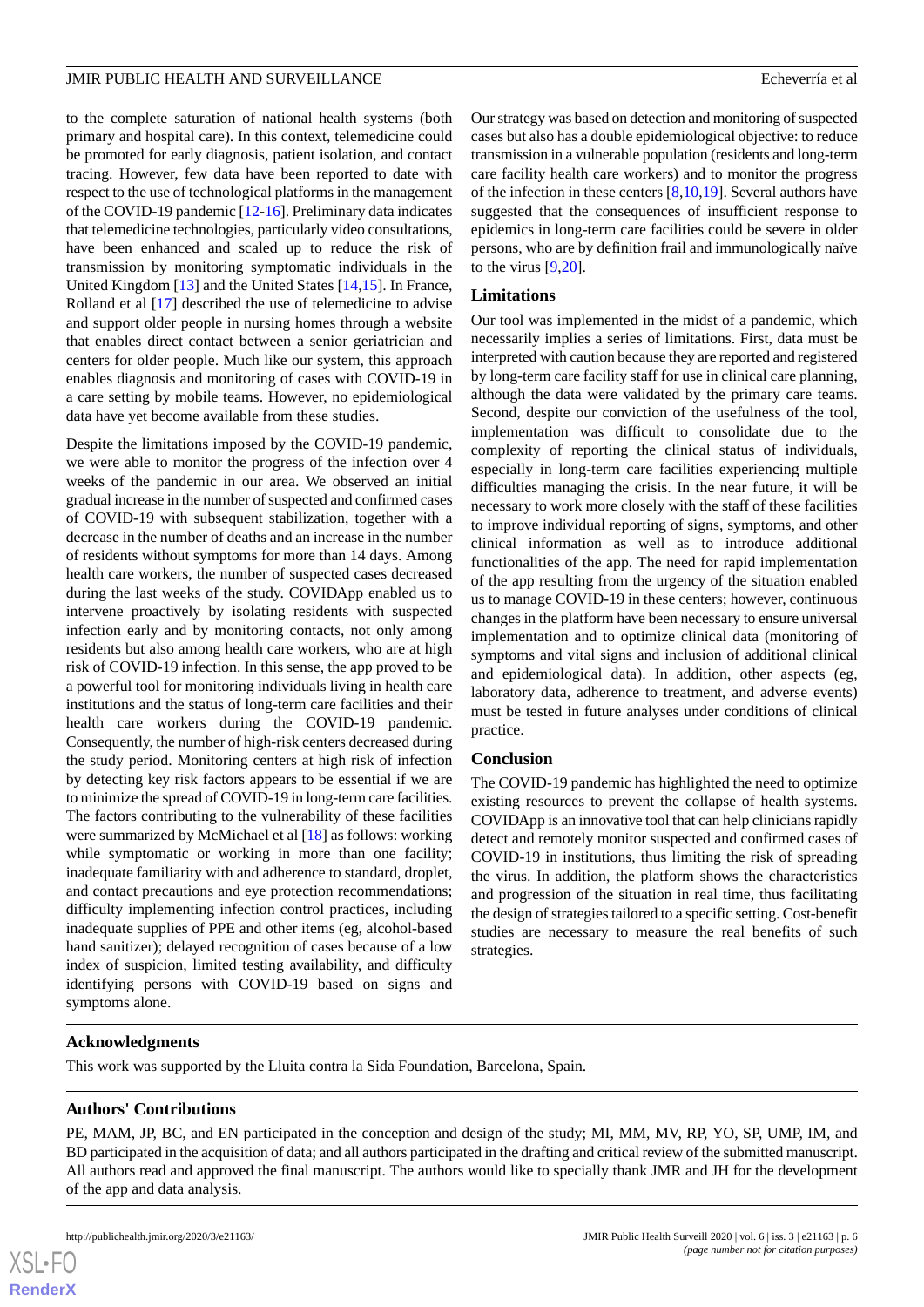to the complete saturation of national health systems (both primary and hospital care). In this context, telemedicine could be promoted for early diagnosis, patient isolation, and contact tracing. However, few data have been reported to date with respect to the use of technological platforms in the management of the COVID-19 pandemic [12-16]. Preliminary data indicates that telemedicine technologies, particularly video consultations, have been enhanced and scaled up to reduce the risk of transmission by monitoring symptomatic individuals in the United Kingdom [13] and the United States [14,15]. In France, Rolland et al [17] described the use of telemedicine to advise and support older people in nursing homes through a website that enables direct contact between a senior geriatrician and centers for older people. Much like our system, this approach enables diagnosis and monitoring of cases with COVID-19 in a care setting by mobile teams. However, no epidemiological data have yet become available from these studies.

Despite the limitations imposed by the COVID-19 pandemic, we were able to monitor the progress of the infection over 4 weeks of the pandemic in our area. We observed an initial gradual increase in the number of suspected and confirmed cases of COVID-19 with subsequent stabilization, together with a decrease in the number of deaths and an increase in the number of residents without symptoms for more than 14 days. Among health care workers, the number of suspected cases decreased during the last weeks of the study. COVIDApp enabled us to intervene proactively by isolating residents with suspected infection early and by monitoring contacts, not only among residents but also among health care workers, who are at high risk of COVID-19 infection. In this sense, the app proved to be a powerful tool for monitoring individuals living in health care institutions and the status of long-term care facilities and their health care workers during the COVID-19 pandemic. Consequently, the number of high-risk centers decreased during the study period. Monitoring centers at high risk of infection by detecting key risk factors appears to be essential if we are to minimize the spread of COVID-19 in long-term care facilities. The factors contributing to the vulnerability of these facilities were summarized by McMichael et al [18] as follows: working while symptomatic or working in more than one facility; inadequate familiarity with and adherence to standard, droplet, and contact precautions and eye protection recommendations; difficulty implementing infection control practices, including inadequate supplies of PPE and other items (eg, alcohol-based hand sanitizer); delayed recognition of cases because of a low index of suspicion, limited testing availability, and difficulty identifying persons with COVID-19 based on signs and symptoms alone.

Our strategy was based on detection and monitoring of suspected cases but also has a double epidemiological objective: to reduce transmission in a vulnerable population (residents and long-term care facility health care workers) and to monitor the progress of the infection in these centers [8,10,19]. Several authors have suggested that the consequences of insufficient response to epidemics in long-term care facilities could be severe in older persons, who are by definition frail and immunologically naïve to the virus [9,20].

### Limitations

Our tool was implemented in the midst of a pandemic, which necessarily implies a series of limitations. First, data must be interpreted with caution because they are reported and registered by long-term care facility staff for use in clinical care planning, although the data were validated by the primary care teams. Second, despite our conviction of the usefulness of the tool, implementation was difficult to consolidate due to the complexity of reporting the clinical status of individuals, especially in long-term care facilities experiencing multiple difficulties managing the crisis. In the near future, it will be necessary to work more closely with the staff of these facilities to improve individual reporting of signs, symptoms, and other clinical information as well as to introduce additional functionalities of the app. The need for rapid implementation of the app resulting from the urgency of the situation enabled us to manage COVID-19 in these centers; however, continuous changes in the platform have been necessary to ensure universal implementation and to optimize clinical data (monitoring of symptoms and vital signs and inclusion of additional clinical and epidemiological data). In addition, other aspects (eg, laboratory data, adherence to treatment, and adverse events) must be tested in future analyses under conditions of clinical practice.

### Conclusion

The COVID-19 pandemic has highlighted the need to optimize existing resources to prevent the collapse of health systems. COVIDApp is an innovative tool that can help clinicians rapidly detect and remotely monitor suspected and confirmed cases of COVID-19 in institutions, thus limiting the risk of spreading the virus. In addition, the platform shows the characteristics and progression of the situation in real time, thus facilitating the design of strategies tailored to a specific setting. Cost-benefit studies are necessary to measure the real benefits of such strategies.

## Acknowledgments

This work was supported by the Lluita contra la Sida Foundation, Barcelona, Spain.

## Authors' Contributions

PE, MAM, JP, BC, and EN participated in the conception and design of the study; MI, MM, MV, RP, YO, SP, UMP, IM, and BD participated in the acquisition of data; and all authors participated in the drafting and critical review of the submitted manuscript. All authors read and approved the final manuscript. The authors would like to specially thank JMR and JH for the development of the app and data analysis.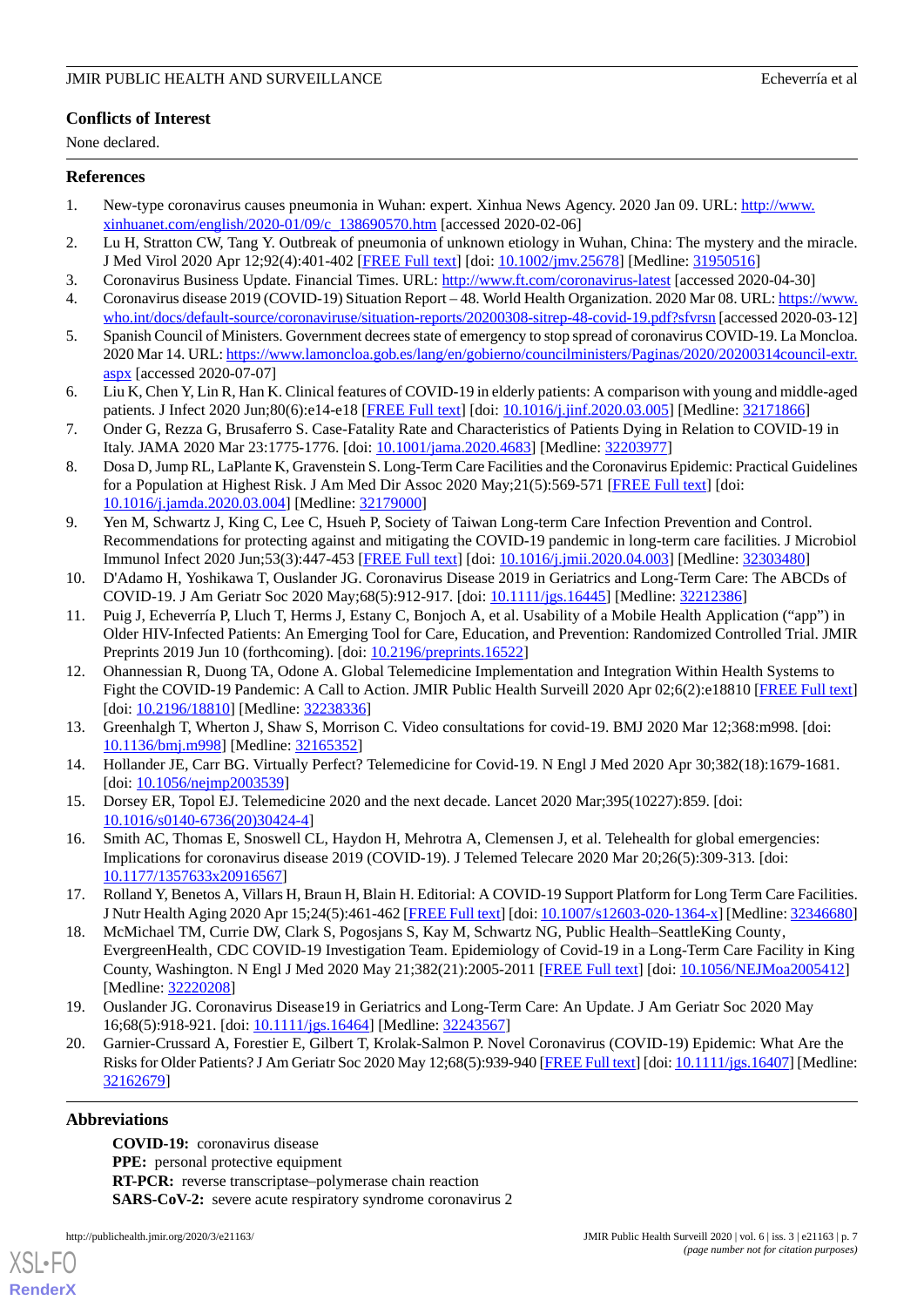## Conflicts of Interest

None declared.

## References

1. New-type coronavirus causes pneumonia in Wuhan: expert. Xinhua News Agency. 2020 Jan 09. URL: http://www.xinhuanet.com/english/2020-01/09/c_138690570.htm [accessed 2020-02-06]
2. Lu H, Stratton CW, Tang Y. Outbreak of pneumonia of unknown etiology in Wuhan, China: The mystery and the miracle. J Med Virol 2020 Apr 12;92(4):401-402 [FREE Full text] [doi: 10.1002/jmv.25678] [Medline: 31950516]
3. Coronavirus Business Update. Financial Times. URL: http://www.ft.com/coronavirus-latest [accessed 2020-04-30]
4. Coronavirus disease 2019 (COVID-19) Situation Report – 48. World Health Organization. 2020 Mar 08. URL: https://www.who.int/docs/default-source/coronaviruse/situation-reports/20200308-sitrep-48-covid-19.pdf?sfvrsn [accessed 2020-03-12]
5. Spanish Council of Ministers. Government decrees state of emergency to stop spread of coronavirus COVID-19. La Moncloa. 2020 Mar 14. URL: https://www.lamoncloa.gob.es/lang/en/gobierno/councilministers/Paginas/2020/20200314council-extr.aspx [accessed 2020-07-07]
6. Liu K, Chen Y, Lin R, Han K. Clinical features of COVID-19 in elderly patients: A comparison with young and middle-aged patients. J Infect 2020 Jun;80(6):e14-e18 [FREE Full text] [doi: 10.1016/j.jinf.2020.03.005] [Medline: 32171866]
7. Onder G, Rezza G, Brusaferro S. Case-Fatality Rate and Characteristics of Patients Dying in Relation to COVID-19 in Italy. JAMA 2020 Mar 23:1775-1776. [doi: 10.1001/jama.2020.4683] [Medline: 32203977]
8. Dosa D, Jump RL, LaPlante K, Gravenstein S. Long-Term Care Facilities and the Coronavirus Epidemic: Practical Guidelines for a Population at Highest Risk. J Am Med Dir Assoc 2020 May;21(5):569-571 [FREE Full text] [doi: 10.1016/j.jamda.2020.03.004] [Medline: 32179000]
9. Yen M, Schwartz J, King C, Lee C, Hsueh P, Society of Taiwan Long-term Care Infection Prevention and Control. Recommendations for protecting against and mitigating the COVID-19 pandemic in long-term care facilities. J Microbiol Immunol Infect 2020 Jun;53(3):447-453 [FREE Full text] [doi: 10.1016/j.jmii.2020.04.003] [Medline: 32303480]
10. D'Adamo H, Yoshikawa T, Ouslander JG. Coronavirus Disease 2019 in Geriatrics and Long-Term Care: The ABCDs of COVID-19. J Am Geriatr Soc 2020 May;68(5):912-917. [doi: 10.1111/jgs.16445] [Medline: 32212386]
11. Puig J, Echeverría P, Lluch T, Herms J, Estany C, Bonjoch A, et al. Usability of a Mobile Health Application ("app") in Older HIV-Infected Patients: An Emerging Tool for Care, Education, and Prevention: Randomized Controlled Trial. JMIR Preprints 2019 Jun 10 (forthcoming). [doi: 10.2196/preprints.16522]
12. Ohannessian R, Duong TA, Odone A. Global Telemedicine Implementation and Integration Within Health Systems to Fight the COVID-19 Pandemic: A Call to Action. JMIR Public Health Surveill 2020 Apr 02;6(2):e18810 [FREE Full text] [doi: 10.2196/18810] [Medline: 32238336]
13. Greenhalgh T, Wherton J, Shaw S, Morrison C. Video consultations for covid-19. BMJ 2020 Mar 12;368:m998. [doi: 10.1136/bmj.m998] [Medline: 32165352]
14. Hollander JE, Carr BG. Virtually Perfect? Telemedicine for Covid-19. N Engl J Med 2020 Apr 30;382(18):1679-1681. [doi: 10.1056/nejmp2003539]
15. Dorsey ER, Topol EJ. Telemedicine 2020 and the next decade. Lancet 2020 Mar;395(10227):859. [doi: 10.1016/s0140-6736(20)30424-4]
16. Smith AC, Thomas E, Snoswell CL, Haydon H, Mehrotra A, Clemensen J, et al. Telehealth for global emergencies: Implications for coronavirus disease 2019 (COVID-19). J Telemed Telecare 2020 Mar 20;26(5):309-313. [doi: 10.1177/1357633x20916567]
17. Rolland Y, Benetos A, Villars H, Braun H, Blain H. Editorial: A COVID-19 Support Platform for Long Term Care Facilities. J Nutr Health Aging 2020 Apr 15;24(5):461-462 [FREE Full text] [doi: 10.1007/s12603-020-1364-x] [Medline: 32346680]
18. McMichael TM, Currie DW, Clark S, Pogosjans S, Kay M, Schwartz NG, Public Health–SeattleKing County, EvergreenHealth, CDC COVID-19 Investigation Team. Epidemiology of Covid-19 in a Long-Term Care Facility in King County, Washington. N Engl J Med 2020 May 21;382(21):2005-2011 [FREE Full text] [doi: 10.1056/NEJMoa2005412] [Medline: 32220208]
19. Ouslander JG. Coronavirus Disease19 in Geriatrics and Long-Term Care: An Update. J Am Geriatr Soc 2020 May 16;68(5):918-921. [doi: 10.1111/jgs.16464] [Medline: 32243567]
20. Garnier-Crussard A, Forestier E, Gilbert T, Krolak-Salmon P. Novel Coronavirus (COVID-19) Epidemic: What Are the Risks for Older Patients? J Am Geriatr Soc 2020 May 12;68(5):939-940 [FREE Full text] [doi: 10.1111/jgs.16407] [Medline: 32162679]

## Abbreviations

**COVID-19:** coronavirus disease
**PPE:** personal protective equipment
**RT-PCR:** reverse transcriptase–polymerase chain reaction
**SARS-CoV-2:** severe acute respiratory syndrome coronavirus 2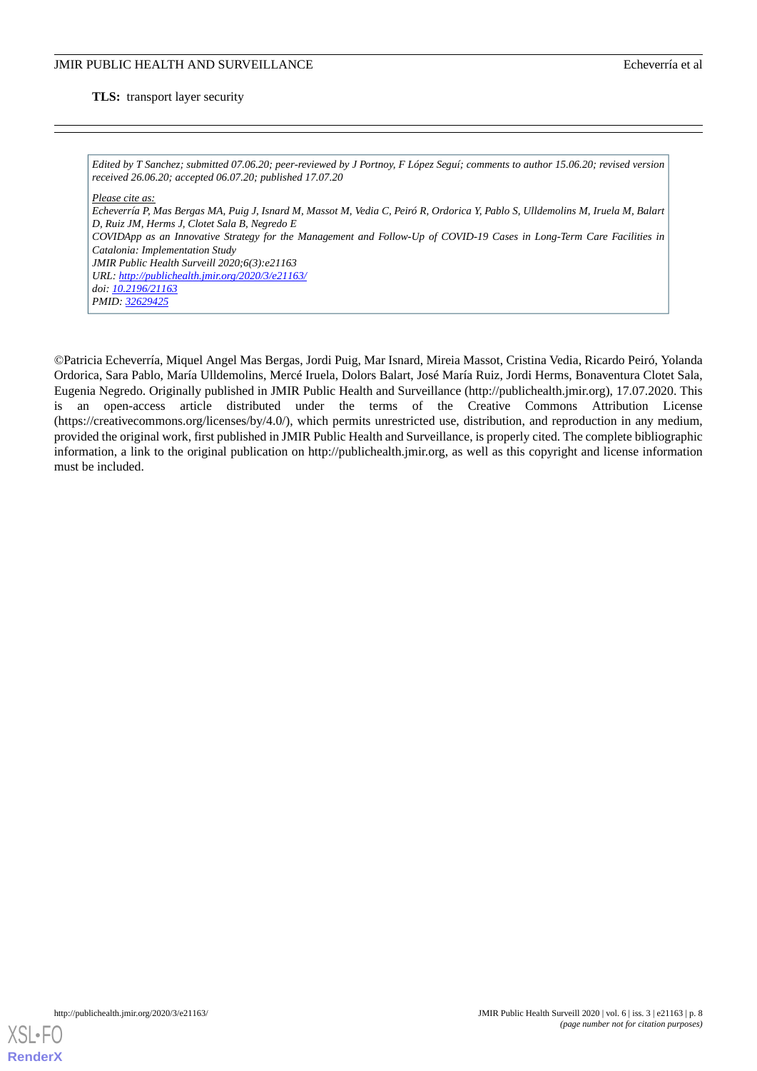**TLS:** transport layer security

---

*Edited by T Sanchez; submitted 07.06.20; peer-reviewed by J Portnoy, F López Seguí; comments to author 15.06.20; revised version received 26.06.20; accepted 06.07.20; published 17.07.20*

*Please cite as:*

*Echeverría P, Mas Bergas MA, Puig J, Isnard M, Massot M, Vedia C, Peiró R, Ordorica Y, Pablo S, Ulldemolins M, Iruela M, Balart D, Ruiz JM, Herms J, Clotet Sala B, Negredo E*

*COVIDApp as an Innovative Strategy for the Management and Follow-Up of COVID-19 Cases in Long-Term Care Facilities in Catalonia: Implementation Study*

*JMIR Public Health Surveill 2020;6(3):e21163*

*URL: [http://publichealth.jmir.org/2020/3/e21163/](http://publichealth.jmir.org/2020/3/e21163/)*

*doi: [10.2196/21163](https://doi.org/10.2196/21163)*

*PMID: [32629425](http://www.ncbi.nlm.nih.gov/pubmed/32629425)*

©Patricia Echeverría, Miquel Angel Mas Bergas, Jordi Puig, Mar Isnard, Mireia Massot, Cristina Vedia, Ricardo Peiró, Yolanda Ordorica, Sara Pablo, María Ulldemolins, Mercé Iruela, Dolors Balart, José María Ruiz, Jordi Herms, Bonaventura Clotet Sala, Eugenia Negredo. Originally published in JMIR Public Health and Surveillance (http://publichealth.jmir.org), 17.07.2020. This is an open-access article distributed under the terms of the Creative Commons Attribution License (https://creativecommons.org/licenses/by/4.0/), which permits unrestricted use, distribution, and reproduction in any medium, provided the original work, first published in JMIR Public Health and Surveillance, is properly cited. The complete bibliographic information, a link to the original publication on http://publichealth.jmir.org, as well as this copyright and license information must be included.